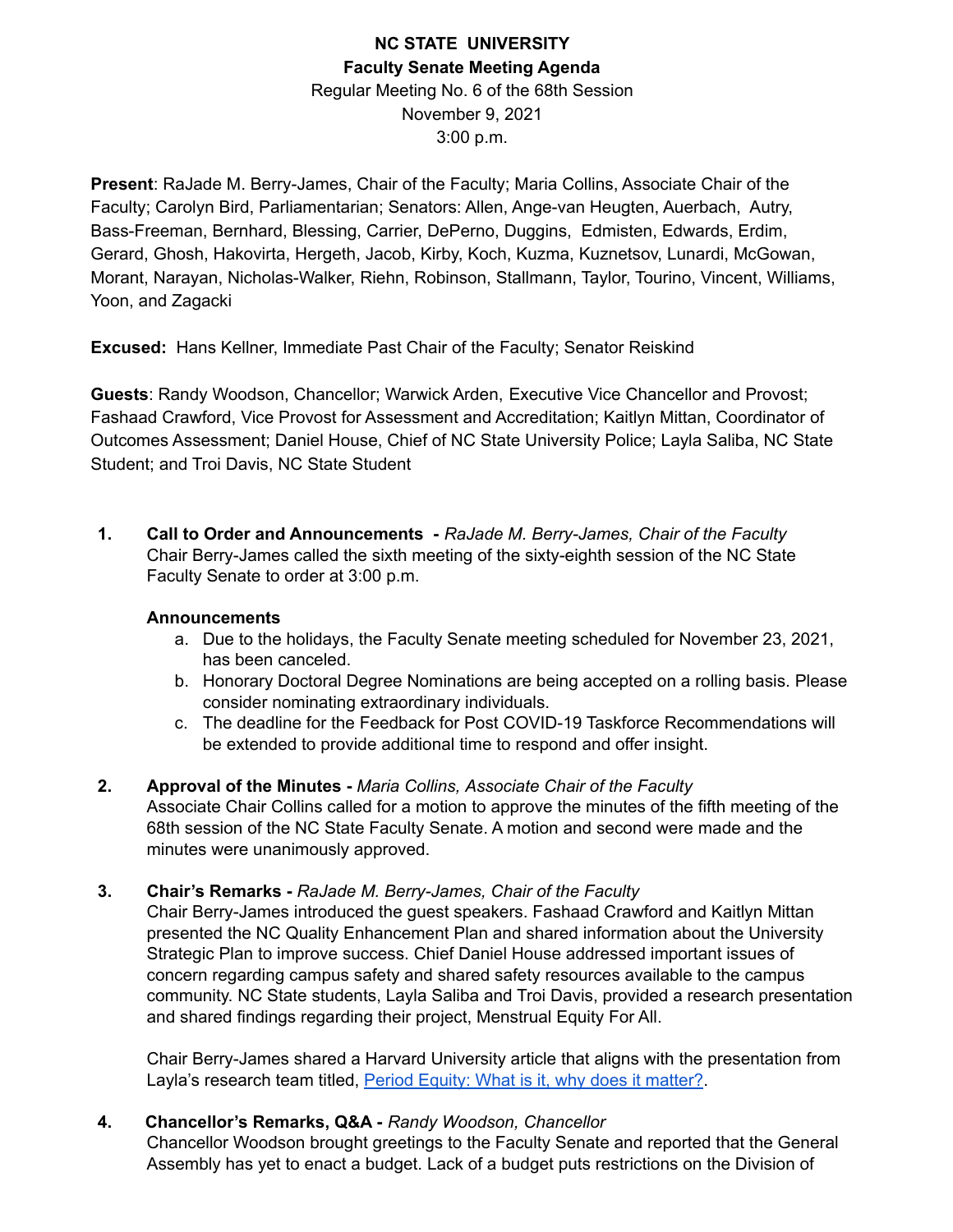**NC STATE UNIVERSITY**
**Faculty Senate Meeting Agenda**
Regular Meeting No. 6 of the 68th Session
November 9, 2021
3:00 p.m.

**Present**: RaJade M. Berry-James, Chair of the Faculty; Maria Collins, Associate Chair of the Faculty; Carolyn Bird, Parliamentarian; Senators: Allen, Ange-van Heugten, Auerbach, Autry, Bass-Freeman, Bernhard, Blessing, Carrier, DePerno, Duggins, Edmisten, Edwards, Erdim, Gerard, Ghosh, Hakovirta, Hergeth, Jacob, Kirby, Koch, Kuzma, Kuznetsov, Lunardi, McGowan, Morant, Narayan, Nicholas-Walker, Riehn, Robinson, Stallmann, Taylor, Tourino, Vincent, Williams, Yoon, and Zagacki

**Excused:** Hans Kellner, Immediate Past Chair of the Faculty; Senator Reiskind

**Guests**: Randy Woodson, Chancellor; Warwick Arden, Executive Vice Chancellor and Provost; Fashaad Crawford, Vice Provost for Assessment and Accreditation; Kaitlyn Mittan, Coordinator of Outcomes Assessment; Daniel House, Chief of NC State University Police; Layla Saliba, NC State Student; and Troi Davis, NC State Student

1. **Call to Order and Announcements -** *RaJade M. Berry-James, Chair of the Faculty*
   Chair Berry-James called the sixth meeting of the sixty-eighth session of the NC State Faculty Senate to order at 3:00 p.m.

   **Announcements**
   a. Due to the holidays, the Faculty Senate meeting scheduled for November 23, 2021, has been canceled.
   b. Honorary Doctoral Degree Nominations are being accepted on a rolling basis. Please consider nominating extraordinary individuals.
   c. The deadline for the Feedback for Post COVID-19 Taskforce Recommendations will be extended to provide additional time to respond and offer insight.

2. **Approval of the Minutes -** *Maria Collins, Associate Chair of the Faculty*
   Associate Chair Collins called for a motion to approve the minutes of the fifth meeting of the 68th session of the NC State Faculty Senate. A motion and second were made and the minutes were unanimously approved.

3. **Chair's Remarks -** *RaJade M. Berry-James, Chair of the Faculty*
   Chair Berry-James introduced the guest speakers. Fashaad Crawford and Kaitlyn Mittan presented the NC Quality Enhancement Plan and shared information about the University Strategic Plan to improve success. Chief Daniel House addressed important issues of concern regarding campus safety and shared safety resources available to the campus community. NC State students, Layla Saliba and Troi Davis, provided a research presentation and shared findings regarding their project, Menstrual Equity For All.

   Chair Berry-James shared a Harvard University article that aligns with the presentation from Layla's research team titled, Period Equity: What is it, why does it matter?.

4. **Chancellor's Remarks, Q&A -** *Randy Woodson, Chancellor*
   Chancellor Woodson brought greetings to the Faculty Senate and reported that the General Assembly has yet to enact a budget. Lack of a budget puts restrictions on the Division of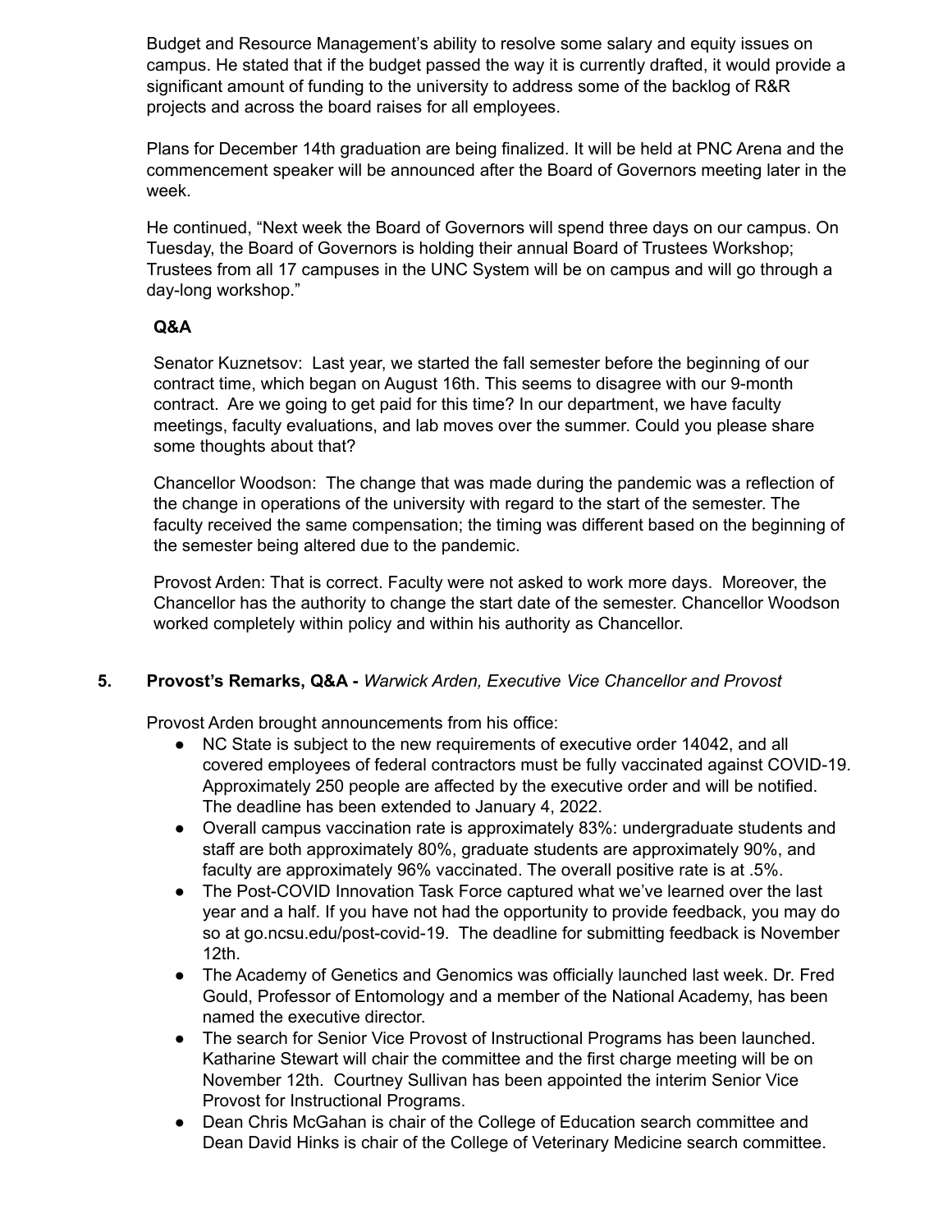Budget and Resource Management's ability to resolve some salary and equity issues on campus. He stated that if the budget passed the way it is currently drafted, it would provide a significant amount of funding to the university to address some of the backlog of R&R projects and across the board raises for all employees.

Plans for December 14th graduation are being finalized. It will be held at PNC Arena and the commencement speaker will be announced after the Board of Governors meeting later in the week.

He continued, "Next week the Board of Governors will spend three days on our campus. On Tuesday, the Board of Governors is holding their annual Board of Trustees Workshop; Trustees from all 17 campuses in the UNC System will be on campus and will go through a day-long workshop."

**Q&A**

Senator Kuznetsov: Last year, we started the fall semester before the beginning of our contract time, which began on August 16th. This seems to disagree with our 9-month contract. Are we going to get paid for this time? In our department, we have faculty meetings, faculty evaluations, and lab moves over the summer. Could you please share some thoughts about that?

Chancellor Woodson: The change that was made during the pandemic was a reflection of the change in operations of the university with regard to the start of the semester. The faculty received the same compensation; the timing was different based on the beginning of the semester being altered due to the pandemic.

Provost Arden: That is correct. Faculty were not asked to work more days. Moreover, the Chancellor has the authority to change the start date of the semester. Chancellor Woodson worked completely within policy and within his authority as Chancellor.

## 5. Provost's Remarks, Q&A - *Warwick Arden, Executive Vice Chancellor and Provost*

Provost Arden brought announcements from his office:

- NC State is subject to the new requirements of executive order 14042, and all covered employees of federal contractors must be fully vaccinated against COVID-19. Approximately 250 people are affected by the executive order and will be notified. The deadline has been extended to January 4, 2022.
- Overall campus vaccination rate is approximately 83%: undergraduate students and staff are both approximately 80%, graduate students are approximately 90%, and faculty are approximately 96% vaccinated. The overall positive rate is at .5%.
- The Post-COVID Innovation Task Force captured what we've learned over the last year and a half. If you have not had the opportunity to provide feedback, you may do so at go.ncsu.edu/post-covid-19. The deadline for submitting feedback is November 12th.
- The Academy of Genetics and Genomics was officially launched last week. Dr. Fred Gould, Professor of Entomology and a member of the National Academy, has been named the executive director.
- The search for Senior Vice Provost of Instructional Programs has been launched. Katharine Stewart will chair the committee and the first charge meeting will be on November 12th. Courtney Sullivan has been appointed the interim Senior Vice Provost for Instructional Programs.
- Dean Chris McGahan is chair of the College of Education search committee and Dean David Hinks is chair of the College of Veterinary Medicine search committee.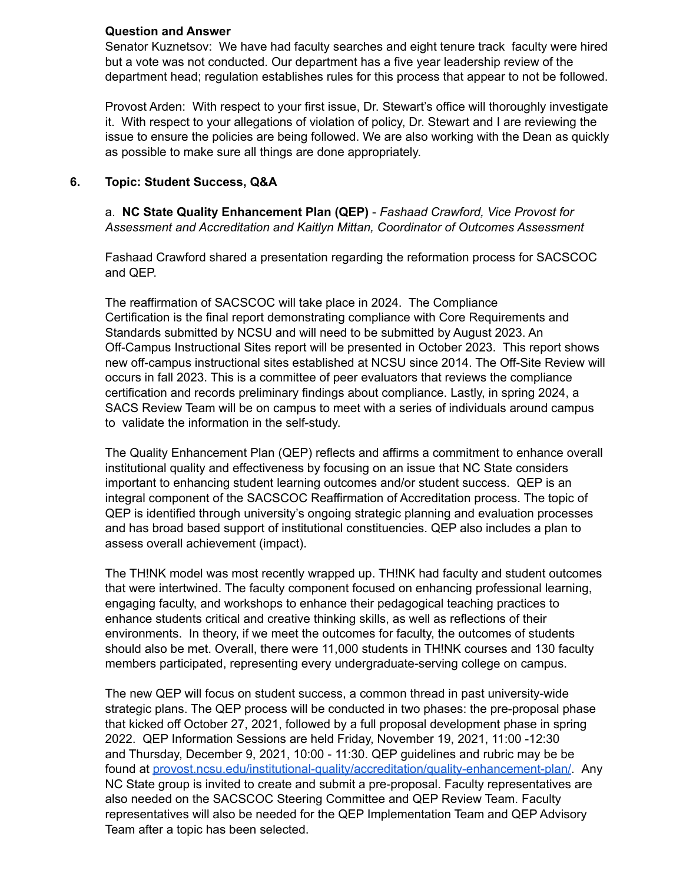**Question and Answer**

Senator Kuznetsov: We have had faculty searches and eight tenure track faculty were hired but a vote was not conducted. Our department has a five year leadership review of the department head; regulation establishes rules for this process that appear to not be followed.

Provost Arden: With respect to your first issue, Dr. Stewart's office will thoroughly investigate it. With respect to your allegations of violation of policy, Dr. Stewart and I are reviewing the issue to ensure the policies are being followed. We are also working with the Dean as quickly as possible to make sure all things are done appropriately.

**6. Topic: Student Success, Q&A**

a. **NC State Quality Enhancement Plan (QEP)** - *Fashaad Crawford, Vice Provost for Assessment and Accreditation and Kaitlyn Mittan, Coordinator of Outcomes Assessment*

Fashaad Crawford shared a presentation regarding the reformation process for SACSCOC and QEP.

The reaffirmation of SACSCOC will take place in 2024. The Compliance Certification is the final report demonstrating compliance with Core Requirements and Standards submitted by NCSU and will need to be submitted by August 2023. An Off-Campus Instructional Sites report will be presented in October 2023. This report shows new off-campus instructional sites established at NCSU since 2014. The Off-Site Review will occurs in fall 2023. This is a committee of peer evaluators that reviews the compliance certification and records preliminary findings about compliance. Lastly, in spring 2024, a SACS Review Team will be on campus to meet with a series of individuals around campus to validate the information in the self-study.

The Quality Enhancement Plan (QEP) reflects and affirms a commitment to enhance overall institutional quality and effectiveness by focusing on an issue that NC State considers important to enhancing student learning outcomes and/or student success. QEP is an integral component of the SACSCOC Reaffirmation of Accreditation process. The topic of QEP is identified through university's ongoing strategic planning and evaluation processes and has broad based support of institutional constituencies. QEP also includes a plan to assess overall achievement (impact).

The TH!NK model was most recently wrapped up. TH!NK had faculty and student outcomes that were intertwined. The faculty component focused on enhancing professional learning, engaging faculty, and workshops to enhance their pedagogical teaching practices to enhance students critical and creative thinking skills, as well as reflections of their environments. In theory, if we meet the outcomes for faculty, the outcomes of students should also be met. Overall, there were 11,000 students in TH!NK courses and 130 faculty members participated, representing every undergraduate-serving college on campus.

The new QEP will focus on student success, a common thread in past university-wide strategic plans. The QEP process will be conducted in two phases: the pre-proposal phase that kicked off October 27, 2021, followed by a full proposal development phase in spring 2022. QEP Information Sessions are held Friday, November 19, 2021, 11:00 -12:30 and Thursday, December 9, 2021, 10:00 - 11:30. QEP guidelines and rubric may be be found at [provost.ncsu.edu/institutional-quality/accreditation/quality-enhancement-plan/](provost.ncsu.edu/institutional-quality/accreditation/quality-enhancement-plan/). Any NC State group is invited to create and submit a pre-proposal. Faculty representatives are also needed on the SACSCOC Steering Committee and QEP Review Team. Faculty representatives will also be needed for the QEP Implementation Team and QEP Advisory Team after a topic has been selected.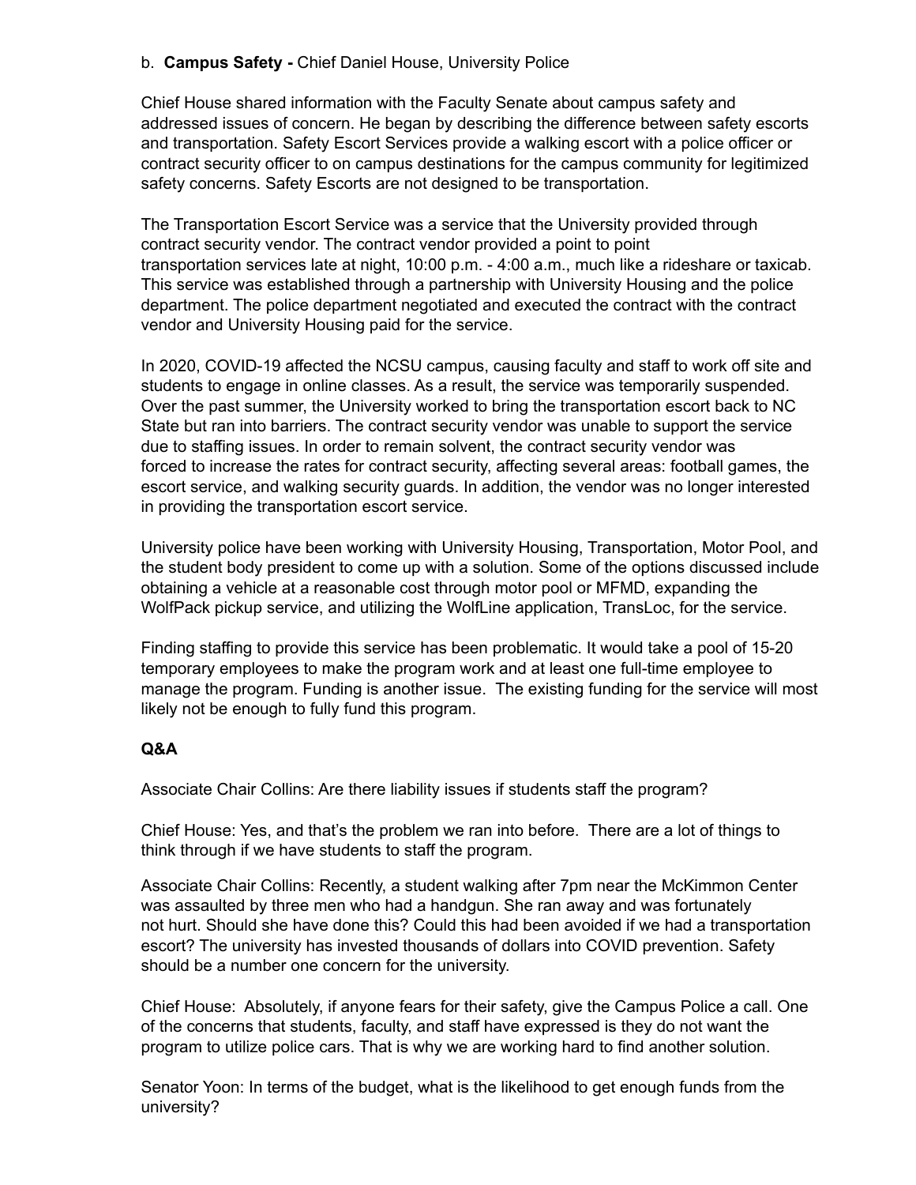b. **Campus Safety -** Chief Daniel House, University Police

Chief House shared information with the Faculty Senate about campus safety and addressed issues of concern. He began by describing the difference between safety escorts and transportation. Safety Escort Services provide a walking escort with a police officer or contract security officer to on campus destinations for the campus community for legitimized safety concerns. Safety Escorts are not designed to be transportation.

The Transportation Escort Service was a service that the University provided through contract security vendor. The contract vendor provided a point to point transportation services late at night, 10:00 p.m. - 4:00 a.m., much like a rideshare or taxicab. This service was established through a partnership with University Housing and the police department. The police department negotiated and executed the contract with the contract vendor and University Housing paid for the service.

In 2020, COVID-19 affected the NCSU campus, causing faculty and staff to work off site and students to engage in online classes. As a result, the service was temporarily suspended. Over the past summer, the University worked to bring the transportation escort back to NC State but ran into barriers. The contract security vendor was unable to support the service due to staffing issues. In order to remain solvent, the contract security vendor was forced to increase the rates for contract security, affecting several areas: football games, the escort service, and walking security guards. In addition, the vendor was no longer interested in providing the transportation escort service.

University police have been working with University Housing, Transportation, Motor Pool, and the student body president to come up with a solution. Some of the options discussed include obtaining a vehicle at a reasonable cost through motor pool or MFMD, expanding the WolfPack pickup service, and utilizing the WolfLine application, TransLoc, for the service.

Finding staffing to provide this service has been problematic. It would take a pool of 15-20 temporary employees to make the program work and at least one full-time employee to manage the program. Funding is another issue. The existing funding for the service will most likely not be enough to fully fund this program.

**Q&A**

Associate Chair Collins: Are there liability issues if students staff the program?

Chief House: Yes, and that's the problem we ran into before. There are a lot of things to think through if we have students to staff the program.

Associate Chair Collins: Recently, a student walking after 7pm near the McKimmon Center was assaulted by three men who had a handgun. She ran away and was fortunately not hurt. Should she have done this? Could this had been avoided if we had a transportation escort? The university has invested thousands of dollars into COVID prevention. Safety should be a number one concern for the university.

Chief House: Absolutely, if anyone fears for their safety, give the Campus Police a call. One of the concerns that students, faculty, and staff have expressed is they do not want the program to utilize police cars. That is why we are working hard to find another solution.

Senator Yoon: In terms of the budget, what is the likelihood to get enough funds from the university?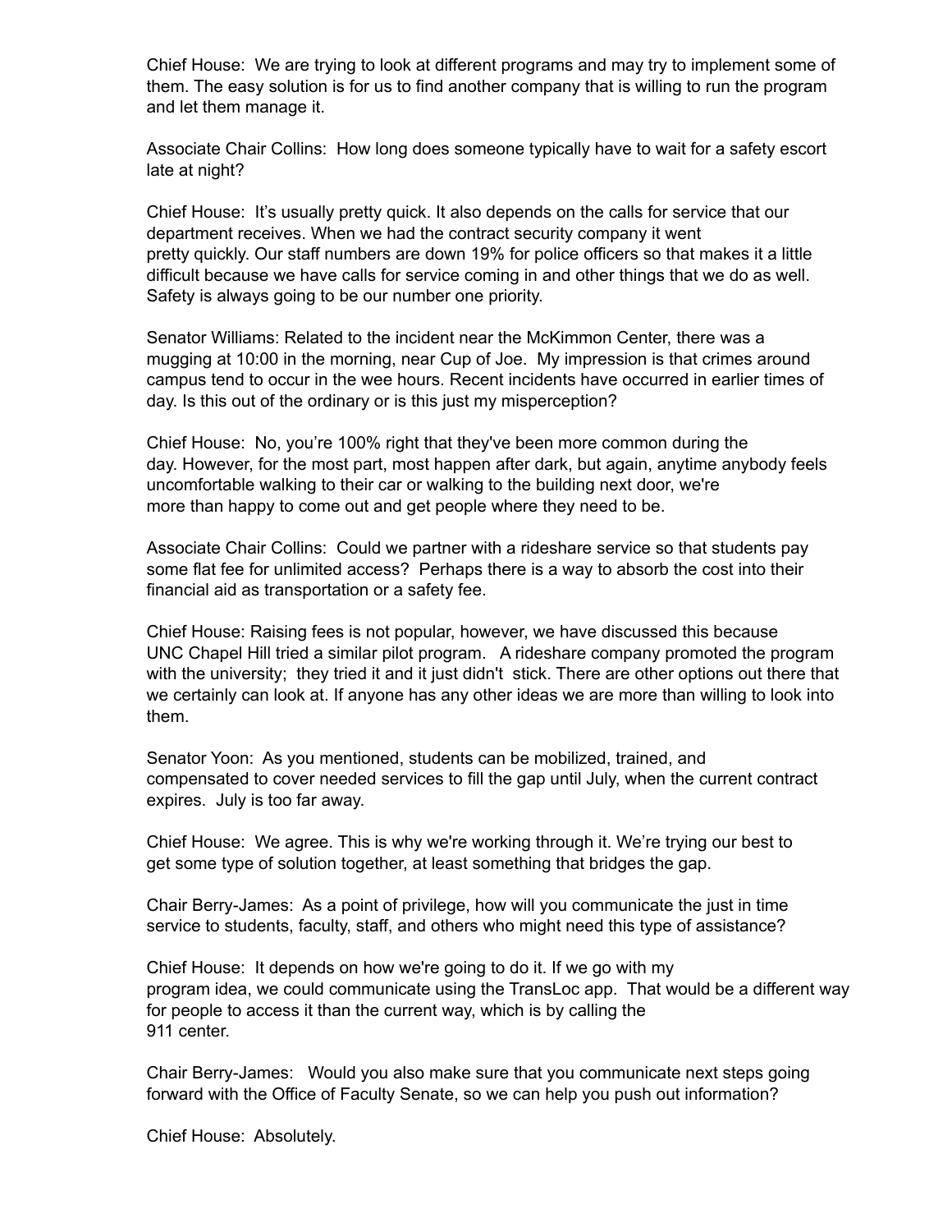Chief House: We are trying to look at different programs and may try to implement some of them. The easy solution is for us to find another company that is willing to run the program and let them manage it.

Associate Chair Collins: How long does someone typically have to wait for a safety escort late at night?

Chief House: It's usually pretty quick. It also depends on the calls for service that our department receives. When we had the contract security company it went pretty quickly. Our staff numbers are down 19% for police officers so that makes it a little difficult because we have calls for service coming in and other things that we do as well. Safety is always going to be our number one priority.

Senator Williams: Related to the incident near the McKimmon Center, there was a mugging at 10:00 in the morning, near Cup of Joe. My impression is that crimes around campus tend to occur in the wee hours. Recent incidents have occurred in earlier times of day. Is this out of the ordinary or is this just my misperception?

Chief House: No, you're 100% right that they've been more common during the day. However, for the most part, most happen after dark, but again, anytime anybody feels uncomfortable walking to their car or walking to the building next door, we're more than happy to come out and get people where they need to be.

Associate Chair Collins: Could we partner with a rideshare service so that students pay some flat fee for unlimited access? Perhaps there is a way to absorb the cost into their financial aid as transportation or a safety fee.

Chief House: Raising fees is not popular, however, we have discussed this because UNC Chapel Hill tried a similar pilot program. A rideshare company promoted the program with the university; they tried it and it just didn't stick. There are other options out there that we certainly can look at. If anyone has any other ideas we are more than willing to look into them.

Senator Yoon: As you mentioned, students can be mobilized, trained, and compensated to cover needed services to fill the gap until July, when the current contract expires. July is too far away.

Chief House: We agree. This is why we're working through it. We're trying our best to get some type of solution together, at least something that bridges the gap.

Chair Berry-James: As a point of privilege, how will you communicate the just in time service to students, faculty, staff, and others who might need this type of assistance?

Chief House: It depends on how we're going to do it. If we go with my program idea, we could communicate using the TransLoc app. That would be a different way for people to access it than the current way, which is by calling the 911 center.

Chair Berry-James: Would you also make sure that you communicate next steps going forward with the Office of Faculty Senate, so we can help you push out information?

Chief House: Absolutely.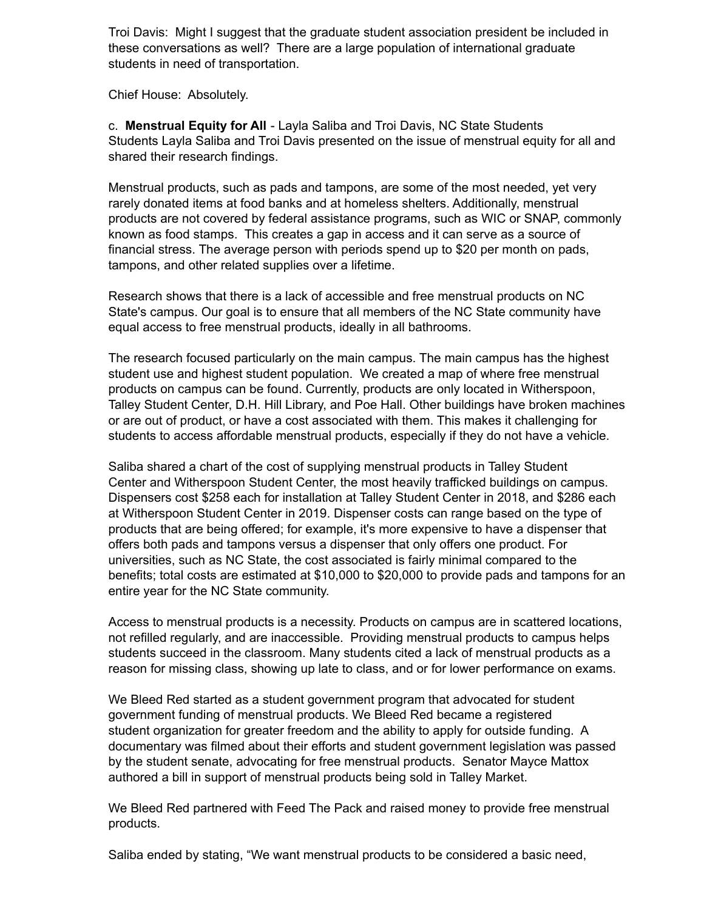Troi Davis: Might I suggest that the graduate student association president be included in these conversations as well? There are a large population of international graduate students in need of transportation.

Chief House: Absolutely.

c. **Menstrual Equity for All** - Layla Saliba and Troi Davis, NC State Students
Students Layla Saliba and Troi Davis presented on the issue of menstrual equity for all and shared their research findings.

Menstrual products, such as pads and tampons, are some of the most needed, yet very rarely donated items at food banks and at homeless shelters. Additionally, menstrual products are not covered by federal assistance programs, such as WIC or SNAP, commonly known as food stamps. This creates a gap in access and it can serve as a source of financial stress. The average person with periods spend up to $20 per month on pads, tampons, and other related supplies over a lifetime.

Research shows that there is a lack of accessible and free menstrual products on NC State's campus. Our goal is to ensure that all members of the NC State community have equal access to free menstrual products, ideally in all bathrooms.

The research focused particularly on the main campus. The main campus has the highest student use and highest student population. We created a map of where free menstrual products on campus can be found. Currently, products are only located in Witherspoon, Talley Student Center, D.H. Hill Library, and Poe Hall. Other buildings have broken machines or are out of product, or have a cost associated with them. This makes it challenging for students to access affordable menstrual products, especially if they do not have a vehicle.

Saliba shared a chart of the cost of supplying menstrual products in Talley Student Center and Witherspoon Student Center, the most heavily trafficked buildings on campus. Dispensers cost $258 each for installation at Talley Student Center in 2018, and $286 each at Witherspoon Student Center in 2019. Dispenser costs can range based on the type of products that are being offered; for example, it's more expensive to have a dispenser that offers both pads and tampons versus a dispenser that only offers one product. For universities, such as NC State, the cost associated is fairly minimal compared to the benefits; total costs are estimated at $10,000 to $20,000 to provide pads and tampons for an entire year for the NC State community.

Access to menstrual products is a necessity. Products on campus are in scattered locations, not refilled regularly, and are inaccessible. Providing menstrual products to campus helps students succeed in the classroom. Many students cited a lack of menstrual products as a reason for missing class, showing up late to class, and or for lower performance on exams.

We Bleed Red started as a student government program that advocated for student government funding of menstrual products. We Bleed Red became a registered student organization for greater freedom and the ability to apply for outside funding. A documentary was filmed about their efforts and student government legislation was passed by the student senate, advocating for free menstrual products. Senator Mayce Mattox authored a bill in support of menstrual products being sold in Talley Market.

We Bleed Red partnered with Feed The Pack and raised money to provide free menstrual products.

Saliba ended by stating, “We want menstrual products to be considered a basic need,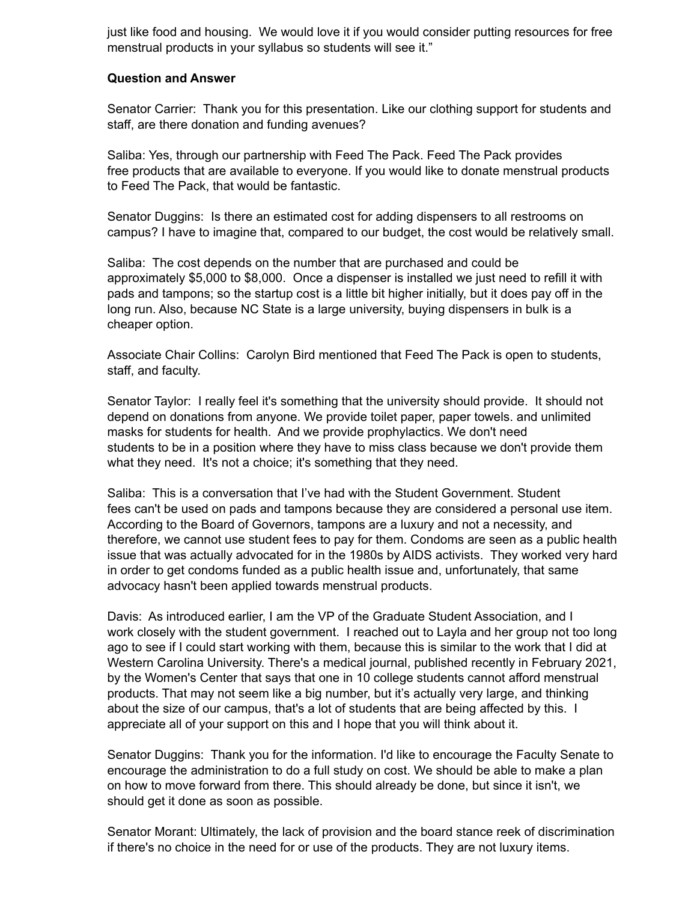just like food and housing. We would love it if you would consider putting resources for free menstrual products in your syllabus so students will see it."

**Question and Answer**

Senator Carrier: Thank you for this presentation. Like our clothing support for students and staff, are there donation and funding avenues?

Saliba: Yes, through our partnership with Feed The Pack. Feed The Pack provides free products that are available to everyone. If you would like to donate menstrual products to Feed The Pack, that would be fantastic.

Senator Duggins: Is there an estimated cost for adding dispensers to all restrooms on campus? I have to imagine that, compared to our budget, the cost would be relatively small.

Saliba: The cost depends on the number that are purchased and could be approximately $5,000 to $8,000. Once a dispenser is installed we just need to refill it with pads and tampons; so the startup cost is a little bit higher initially, but it does pay off in the long run. Also, because NC State is a large university, buying dispensers in bulk is a cheaper option.

Associate Chair Collins: Carolyn Bird mentioned that Feed The Pack is open to students, staff, and faculty.

Senator Taylor: I really feel it's something that the university should provide. It should not depend on donations from anyone. We provide toilet paper, paper towels. and unlimited masks for students for health. And we provide prophylactics. We don't need students to be in a position where they have to miss class because we don't provide them what they need. It's not a choice; it's something that they need.

Saliba: This is a conversation that I've had with the Student Government. Student fees can't be used on pads and tampons because they are considered a personal use item. According to the Board of Governors, tampons are a luxury and not a necessity, and therefore, we cannot use student fees to pay for them. Condoms are seen as a public health issue that was actually advocated for in the 1980s by AIDS activists. They worked very hard in order to get condoms funded as a public health issue and, unfortunately, that same advocacy hasn't been applied towards menstrual products.

Davis: As introduced earlier, I am the VP of the Graduate Student Association, and I work closely with the student government. I reached out to Layla and her group not too long ago to see if I could start working with them, because this is similar to the work that I did at Western Carolina University. There's a medical journal, published recently in February 2021, by the Women's Center that says that one in 10 college students cannot afford menstrual products. That may not seem like a big number, but it's actually very large, and thinking about the size of our campus, that's a lot of students that are being affected by this. I appreciate all of your support on this and I hope that you will think about it.

Senator Duggins: Thank you for the information. I'd like to encourage the Faculty Senate to encourage the administration to do a full study on cost. We should be able to make a plan on how to move forward from there. This should already be done, but since it isn't, we should get it done as soon as possible.

Senator Morant: Ultimately, the lack of provision and the board stance reek of discrimination if there's no choice in the need for or use of the products. They are not luxury items.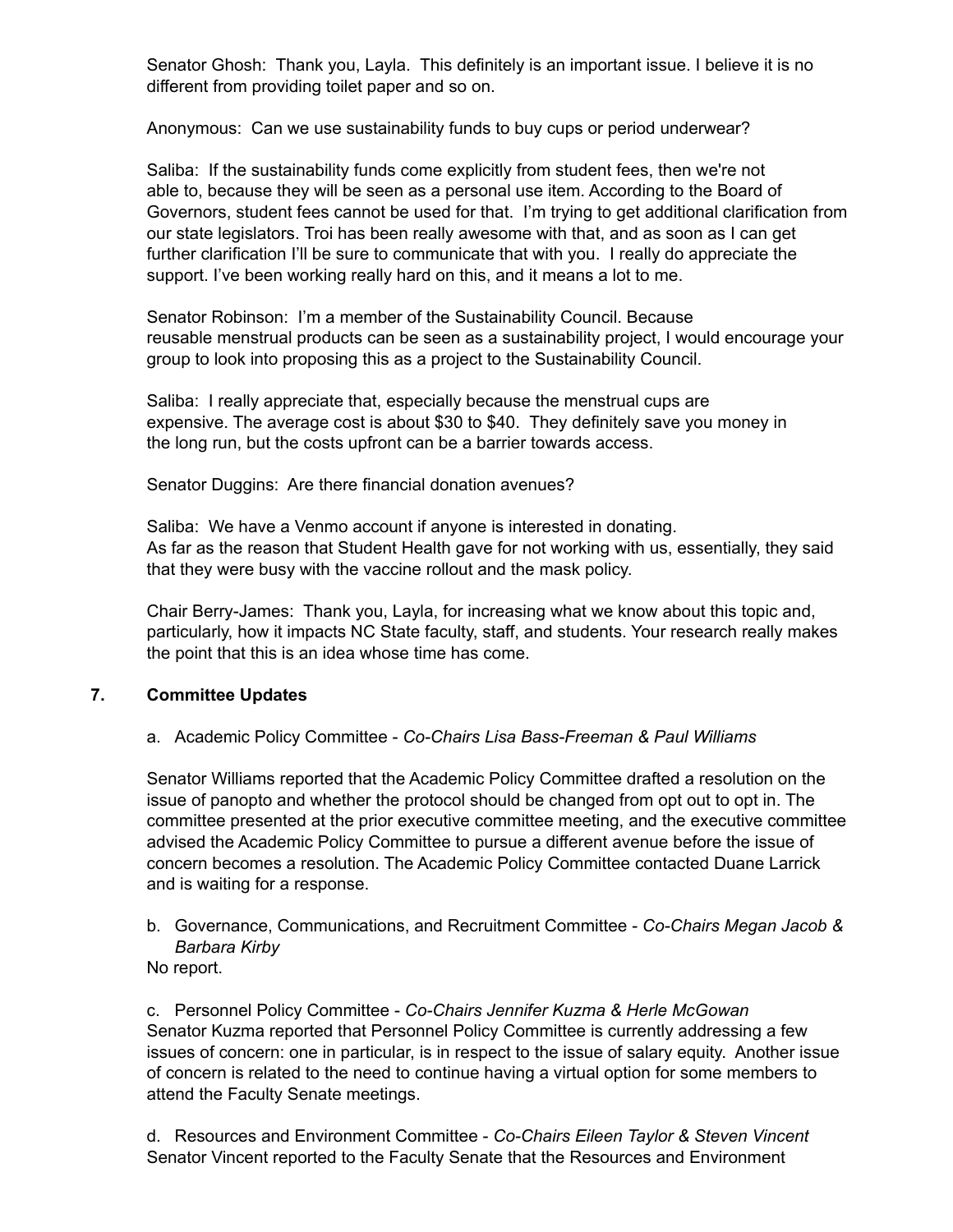Senator Ghosh: Thank you, Layla. This definitely is an important issue. I believe it is no different from providing toilet paper and so on.

Anonymous: Can we use sustainability funds to buy cups or period underwear?

Saliba: If the sustainability funds come explicitly from student fees, then we're not able to, because they will be seen as a personal use item. According to the Board of Governors, student fees cannot be used for that. I'm trying to get additional clarification from our state legislators. Troi has been really awesome with that, and as soon as I can get further clarification I'll be sure to communicate that with you. I really do appreciate the support. I've been working really hard on this, and it means a lot to me.

Senator Robinson: I'm a member of the Sustainability Council. Because reusable menstrual products can be seen as a sustainability project, I would encourage your group to look into proposing this as a project to the Sustainability Council.

Saliba: I really appreciate that, especially because the menstrual cups are expensive. The average cost is about $30 to $40. They definitely save you money in the long run, but the costs upfront can be a barrier towards access.

Senator Duggins: Are there financial donation avenues?

Saliba: We have a Venmo account if anyone is interested in donating.
As far as the reason that Student Health gave for not working with us, essentially, they said that they were busy with the vaccine rollout and the mask policy.

Chair Berry-James: Thank you, Layla, for increasing what we know about this topic and, particularly, how it impacts NC State faculty, staff, and students. Your research really makes the point that this is an idea whose time has come.

## 7. Committee Updates

a. Academic Policy Committee - *Co-Chairs Lisa Bass-Freeman & Paul Williams*

Senator Williams reported that the Academic Policy Committee drafted a resolution on the issue of panopto and whether the protocol should be changed from opt out to opt in. The committee presented at the prior executive committee meeting, and the executive committee advised the Academic Policy Committee to pursue a different avenue before the issue of concern becomes a resolution. The Academic Policy Committee contacted Duane Larrick and is waiting for a response.

b. Governance, Communications, and Recruitment Committee - *Co-Chairs Megan Jacob & Barbara Kirby*

No report.

c. Personnel Policy Committee - *Co-Chairs Jennifer Kuzma & Herle McGowan*

Senator Kuzma reported that Personnel Policy Committee is currently addressing a few issues of concern: one in particular, is in respect to the issue of salary equity. Another issue of concern is related to the need to continue having a virtual option for some members to attend the Faculty Senate meetings.

d. Resources and Environment Committee - *Co-Chairs Eileen Taylor & Steven Vincent*

Senator Vincent reported to the Faculty Senate that the Resources and Environment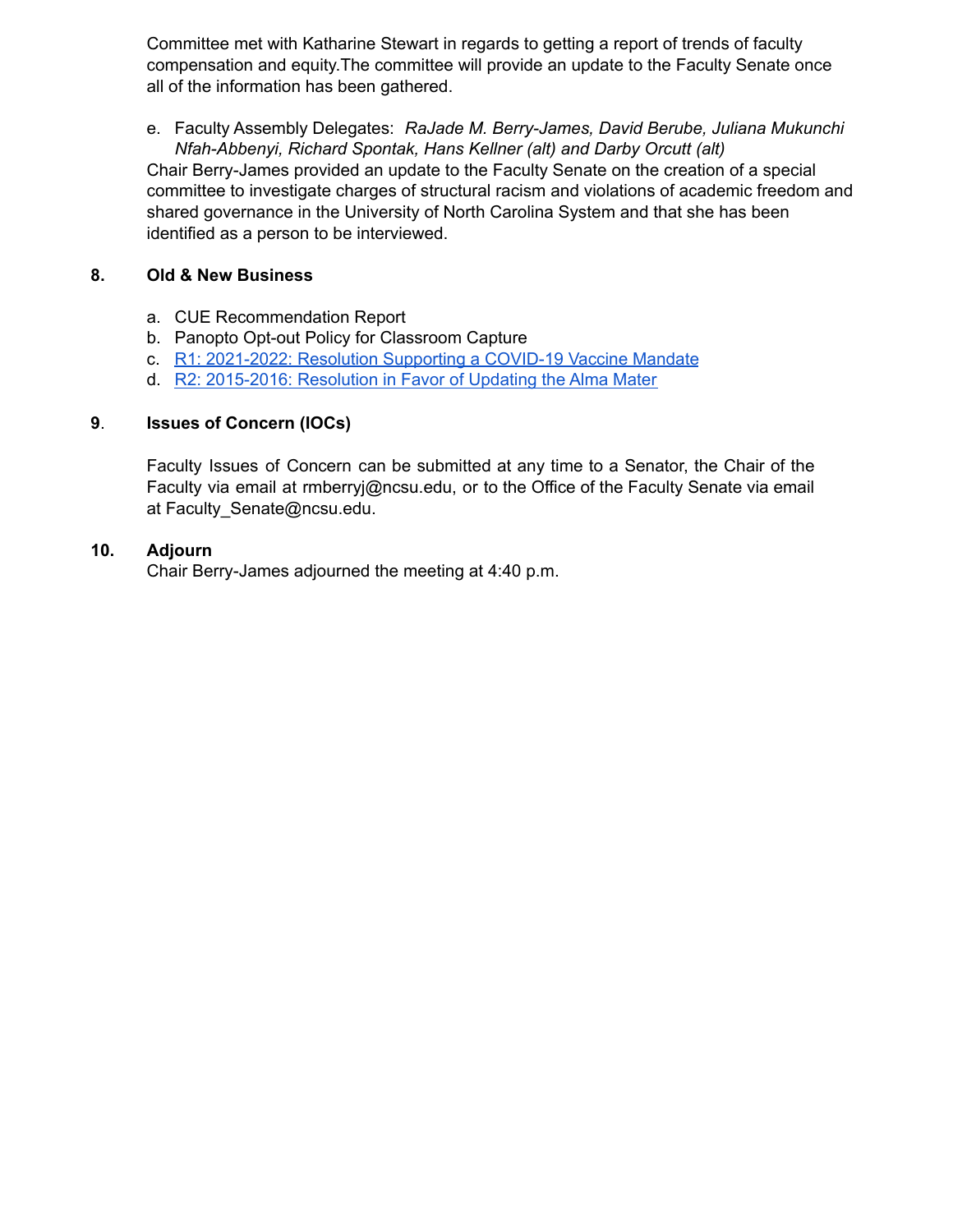Committee met with Katharine Stewart in regards to getting a report of trends of faculty compensation and equity.The committee will provide an update to the Faculty Senate once all of the information has been gathered.

e. Faculty Assembly Delegates: *RaJade M. Berry-James, David Berube, Juliana Mukunchi Nfah-Abbenyi, Richard Spontak, Hans Kellner (alt) and Darby Orcutt (alt)*

Chair Berry-James provided an update to the Faculty Senate on the creation of a special committee to investigate charges of structural racism and violations of academic freedom and shared governance in the University of North Carolina System and that she has been identified as a person to be interviewed.

**8. Old & New Business**

a. CUE Recommendation Report
b. Panopto Opt-out Policy for Classroom Capture
c. R1: 2021-2022: Resolution Supporting a COVID-19 Vaccine Mandate
d. R2: 2015-2016: Resolution in Favor of Updating the Alma Mater

**9. Issues of Concern (IOCs)**

Faculty Issues of Concern can be submitted at any time to a Senator, the Chair of the Faculty via email at rmberryj@ncsu.edu, or to the Office of the Faculty Senate via email at Faculty_Senate@ncsu.edu.

**10. Adjourn**

Chair Berry-James adjourned the meeting at 4:40 p.m.